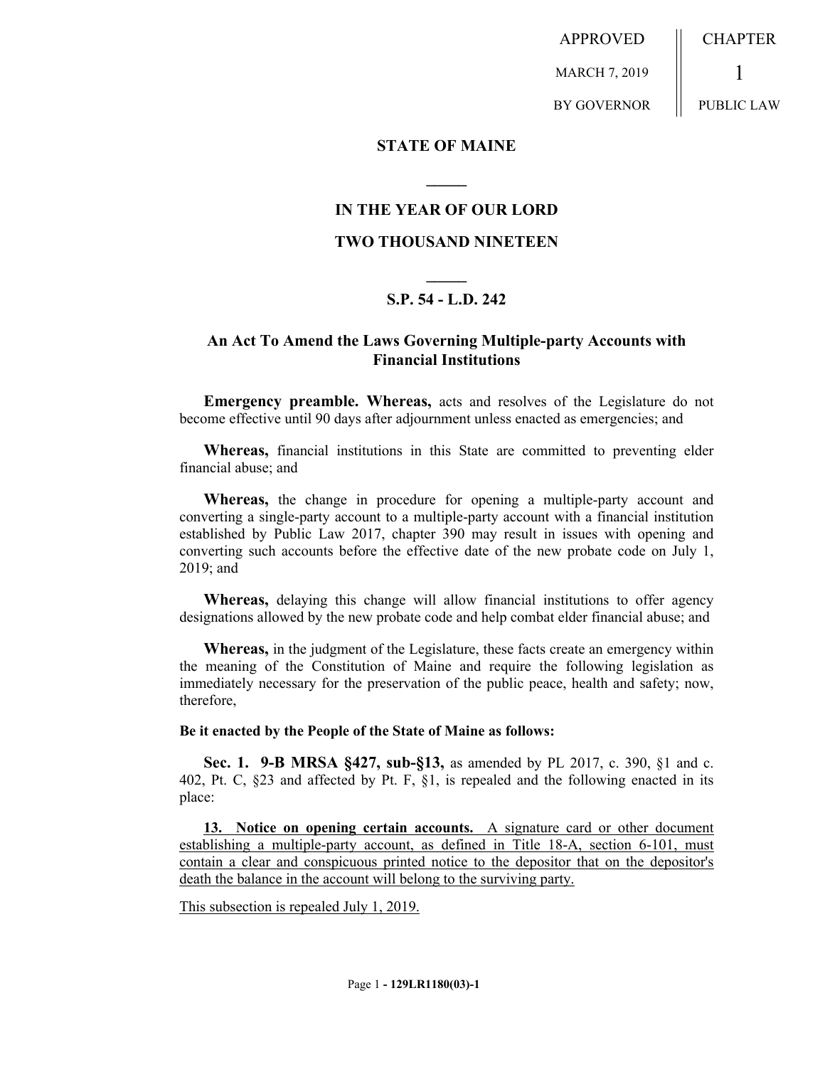APPROVED MARCH 7, 2019 BY GOVERNOR

CHAPTER 1 PUBLIC LAW

# STATE OF MAINE

## IN THE YEAR OF OUR LORD

## TWO THOUSAND NINETEEN

## S.P. 54 - L.D. 242

## An Act To Amend the Laws Governing Multiple-party Accounts with Financial Institutions

**Emergency preamble. Whereas,** acts and resolves of the Legislature do not become effective until 90 days after adjournment unless enacted as emergencies; and

**Whereas,** financial institutions in this State are committed to preventing elder financial abuse; and

**Whereas,** the change in procedure for opening a multiple-party account and converting a single-party account to a multiple-party account with a financial institution established by Public Law 2017, chapter 390 may result in issues with opening and converting such accounts before the effective date of the new probate code on July 1, 2019; and

**Whereas,** delaying this change will allow financial institutions to offer agency designations allowed by the new probate code and help combat elder financial abuse; and

**Whereas,** in the judgment of the Legislature, these facts create an emergency within the meaning of the Constitution of Maine and require the following legislation as immediately necessary for the preservation of the public peace, health and safety; now, therefore,

**Be it enacted by the People of the State of Maine as follows:**

**Sec. 1. 9-B MRSA §427, sub-§13,** as amended by PL 2017, c. 390, §1 and c. 402, Pt. C, §23 and affected by Pt. F, §1, is repealed and the following enacted in its place:

**13. Notice on opening certain accounts.** A signature card or other document establishing a multiple-party account, as defined in Title 18-A, section 6-101, must contain a clear and conspicuous printed notice to the depositor that on the depositor's death the balance in the account will belong to the surviving party.

This subsection is repealed July 1, 2019.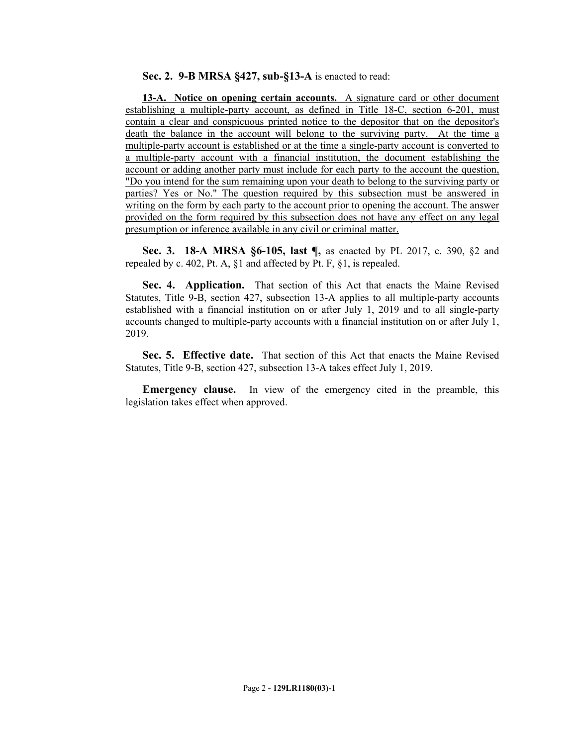**Sec. 2. 9-B MRSA §427, sub-§13-A** is enacted to read:

**13-A. Notice on opening certain accounts.** A signature card or other document establishing a multiple-party account, as defined in Title 18-C, section 6-201, must contain a clear and conspicuous printed notice to the depositor that on the depositor's death the balance in the account will belong to the surviving party. At the time a multiple-party account is established or at the time a single-party account is converted to a multiple-party account with a financial institution, the document establishing the account or adding another party must include for each party to the account the question, "Do you intend for the sum remaining upon your death to belong to the surviving party or parties? Yes or No." The question required by this subsection must be answered in writing on the form by each party to the account prior to opening the account. The answer provided on the form required by this subsection does not have any effect on any legal presumption or inference available in any civil or criminal matter.

**Sec. 3. 18-A MRSA §6-105, last ¶,** as enacted by PL 2017, c. 390, §2 and repealed by c. 402, Pt. A, §1 and affected by Pt. F, §1, is repealed.

**Sec. 4. Application.** That section of this Act that enacts the Maine Revised Statutes, Title 9-B, section 427, subsection 13-A applies to all multiple-party accounts established with a financial institution on or after July 1, 2019 and to all single-party accounts changed to multiple-party accounts with a financial institution on or after July 1, 2019.

**Sec. 5. Effective date.** That section of this Act that enacts the Maine Revised Statutes, Title 9-B, section 427, subsection 13-A takes effect July 1, 2019.

**Emergency clause.** In view of the emergency cited in the preamble, this legislation takes effect when approved.